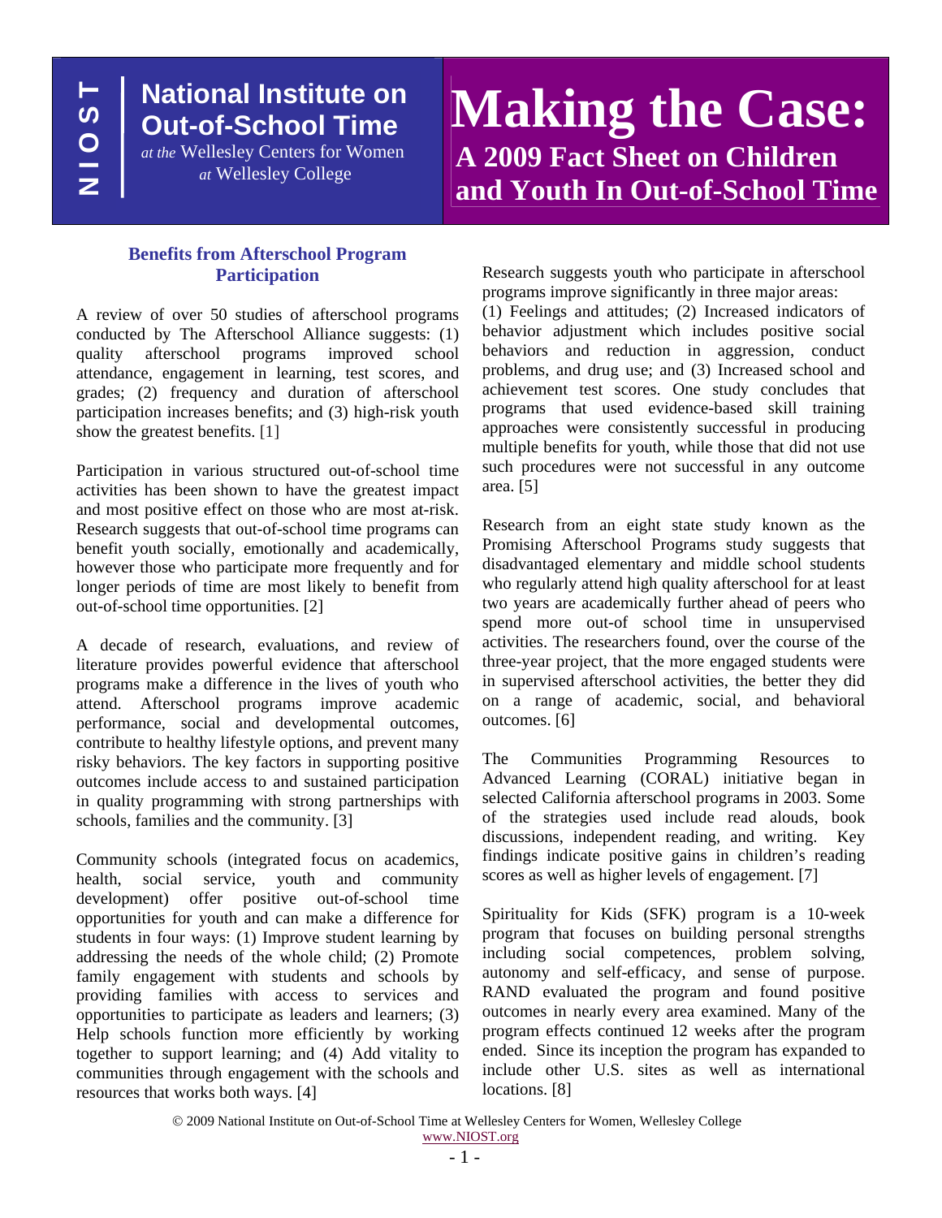NIOST

**National Institute on Out-of-School Time**

*at the* Wellesley Centers for Women *at* Wellesley College

# Making the Case:

## A 2009 Fact Sheet on Children and Youth In Out-of-School Time

### Benefits from Afterschool Program Participation

A review of over 50 studies of afterschool programs conducted by The Afterschool Alliance suggests: (1) quality afterschool programs improved school attendance, engagement in learning, test scores, and grades; (2) frequency and duration of afterschool participation increases benefits; and (3) high-risk youth show the greatest benefits. [1]

Participation in various structured out-of-school time activities has been shown to have the greatest impact and most positive effect on those who are most at-risk. Research suggests that out-of-school time programs can benefit youth socially, emotionally and academically, however those who participate more frequently and for longer periods of time are most likely to benefit from out-of-school time opportunities. [2]

A decade of research, evaluations, and review of literature provides powerful evidence that afterschool programs make a difference in the lives of youth who attend. Afterschool programs improve academic performance, social and developmental outcomes, contribute to healthy lifestyle options, and prevent many risky behaviors. The key factors in supporting positive outcomes include access to and sustained participation in quality programming with strong partnerships with schools, families and the community. [3]

Community schools (integrated focus on academics, health, social service, youth and community development) offer positive out-of-school time opportunities for youth and can make a difference for students in four ways: (1) Improve student learning by addressing the needs of the whole child; (2) Promote family engagement with students and schools by providing families with access to services and opportunities to participate as leaders and learners; (3) Help schools function more efficiently by working together to support learning; and (4) Add vitality to communities through engagement with the schools and resources that works both ways. [4]

Research suggests youth who participate in afterschool programs improve significantly in three major areas: (1) Feelings and attitudes; (2) Increased indicators of behavior adjustment which includes positive social behaviors and reduction in aggression, conduct problems, and drug use; and (3) Increased school and achievement test scores. One study concludes that programs that used evidence-based skill training approaches were consistently successful in producing multiple benefits for youth, while those that did not use such procedures were not successful in any outcome area. [5]

Research from an eight state study known as the Promising Afterschool Programs study suggests that disadvantaged elementary and middle school students who regularly attend high quality afterschool for at least two years are academically further ahead of peers who spend more out-of school time in unsupervised activities. The researchers found, over the course of the three-year project, that the more engaged students were in supervised afterschool activities, the better they did on a range of academic, social, and behavioral outcomes. [6]

The Communities Programming Resources to Advanced Learning (CORAL) initiative began in selected California afterschool programs in 2003. Some of the strategies used include read alouds, book discussions, independent reading, and writing. Key findings indicate positive gains in children's reading scores as well as higher levels of engagement. [7]

Spirituality for Kids (SFK) program is a 10-week program that focuses on building personal strengths including social competences, problem solving, autonomy and self-efficacy, and sense of purpose. RAND evaluated the program and found positive outcomes in nearly every area examined. Many of the program effects continued 12 weeks after the program ended. Since its inception the program has expanded to include other U.S. sites as well as international locations. [8]

© 2009 National Institute on Out-of-School Time at Wellesley Centers for Women, Wellesley College
www.NIOST.org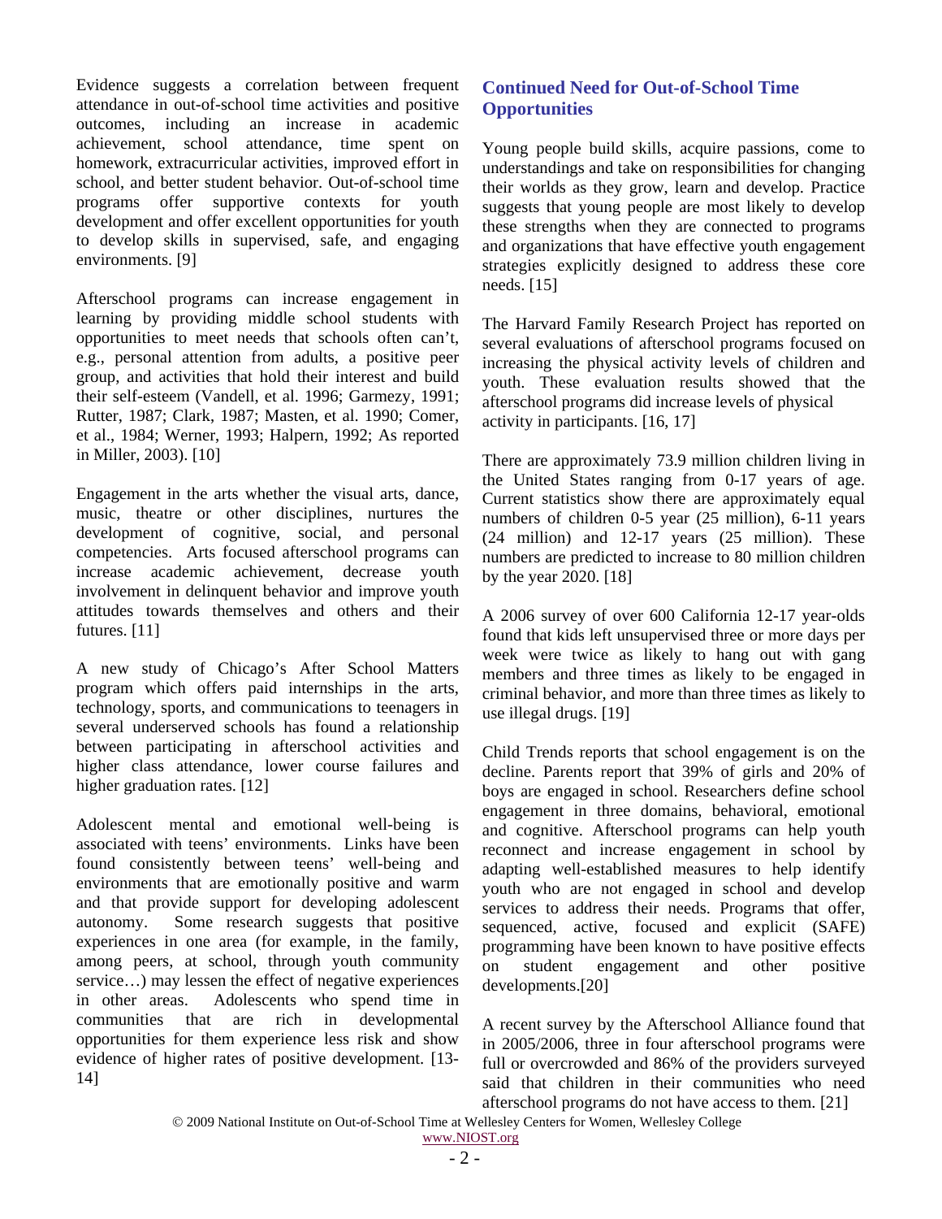Evidence suggests a correlation between frequent attendance in out-of-school time activities and positive outcomes, including an increase in academic achievement, school attendance, time spent on homework, extracurricular activities, improved effort in school, and better student behavior. Out-of-school time programs offer supportive contexts for youth development and offer excellent opportunities for youth to develop skills in supervised, safe, and engaging environments. [9]

Afterschool programs can increase engagement in learning by providing middle school students with opportunities to meet needs that schools often can't, e.g., personal attention from adults, a positive peer group, and activities that hold their interest and build their self-esteem (Vandell, et al. 1996; Garmezy, 1991; Rutter, 1987; Clark, 1987; Masten, et al. 1990; Comer, et al., 1984; Werner, 1993; Halpern, 1992; As reported in Miller, 2003). [10]

Engagement in the arts whether the visual arts, dance, music, theatre or other disciplines, nurtures the development of cognitive, social, and personal competencies. Arts focused afterschool programs can increase academic achievement, decrease youth involvement in delinquent behavior and improve youth attitudes towards themselves and others and their futures. [11]

A new study of Chicago's After School Matters program which offers paid internships in the arts, technology, sports, and communications to teenagers in several underserved schools has found a relationship between participating in afterschool activities and higher class attendance, lower course failures and higher graduation rates. [12]

Adolescent mental and emotional well-being is associated with teens' environments. Links have been found consistently between teens' well-being and environments that are emotionally positive and warm and that provide support for developing adolescent autonomy. Some research suggests that positive experiences in one area (for example, in the family, among peers, at school, through youth community service…) may lessen the effect of negative experiences in other areas. Adolescents who spend time in communities that are rich in developmental opportunities for them experience less risk and show evidence of higher rates of positive development. [13-14]

## Continued Need for Out-of-School Time Opportunities

Young people build skills, acquire passions, come to understandings and take on responsibilities for changing their worlds as they grow, learn and develop. Practice suggests that young people are most likely to develop these strengths when they are connected to programs and organizations that have effective youth engagement strategies explicitly designed to address these core needs. [15]

The Harvard Family Research Project has reported on several evaluations of afterschool programs focused on increasing the physical activity levels of children and youth. These evaluation results showed that the afterschool programs did increase levels of physical activity in participants. [16, 17]

There are approximately 73.9 million children living in the United States ranging from 0-17 years of age. Current statistics show there are approximately equal numbers of children 0-5 year (25 million), 6-11 years (24 million) and 12-17 years (25 million). These numbers are predicted to increase to 80 million children by the year 2020. [18]

A 2006 survey of over 600 California 12-17 year-olds found that kids left unsupervised three or more days per week were twice as likely to hang out with gang members and three times as likely to be engaged in criminal behavior, and more than three times as likely to use illegal drugs. [19]

Child Trends reports that school engagement is on the decline. Parents report that 39% of girls and 20% of boys are engaged in school. Researchers define school engagement in three domains, behavioral, emotional and cognitive. Afterschool programs can help youth reconnect and increase engagement in school by adapting well-established measures to help identify youth who are not engaged in school and develop services to address their needs. Programs that offer, sequenced, active, focused and explicit (SAFE) programming have been known to have positive effects on student engagement and other positive developments.[20]

A recent survey by the Afterschool Alliance found that in 2005/2006, three in four afterschool programs were full or overcrowded and 86% of the providers surveyed said that children in their communities who need afterschool programs do not have access to them. [21]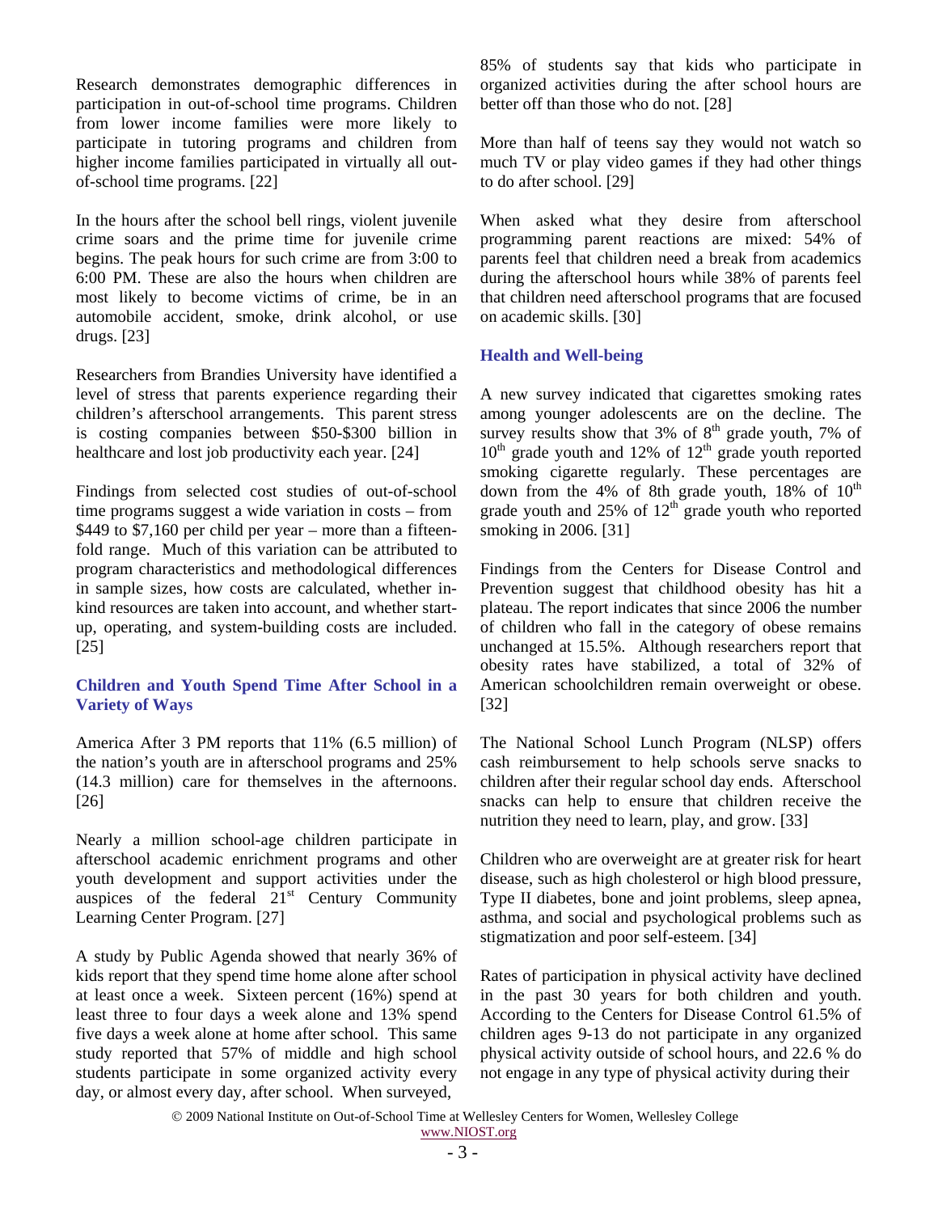Research demonstrates demographic differences in participation in out-of-school time programs. Children from lower income families were more likely to participate in tutoring programs and children from higher income families participated in virtually all out-of-school time programs. [22]

In the hours after the school bell rings, violent juvenile crime soars and the prime time for juvenile crime begins. The peak hours for such crime are from 3:00 to 6:00 PM. These are also the hours when children are most likely to become victims of crime, be in an automobile accident, smoke, drink alcohol, or use drugs. [23]

Researchers from Brandies University have identified a level of stress that parents experience regarding their children's afterschool arrangements. This parent stress is costing companies between $50-$300 billion in healthcare and lost job productivity each year. [24]

Findings from selected cost studies of out-of-school time programs suggest a wide variation in costs – from $449 to $7,160 per child per year – more than a fifteen-fold range. Much of this variation can be attributed to program characteristics and methodological differences in sample sizes, how costs are calculated, whether in-kind resources are taken into account, and whether start-up, operating, and system-building costs are included. [25]

### Children and Youth Spend Time After School in a Variety of Ways

America After 3 PM reports that 11% (6.5 million) of the nation's youth are in afterschool programs and 25% (14.3 million) care for themselves in the afternoons. [26]

Nearly a million school-age children participate in afterschool academic enrichment programs and other youth development and support activities under the auspices of the federal 21st Century Community Learning Center Program. [27]

A study by Public Agenda showed that nearly 36% of kids report that they spend time home alone after school at least once a week. Sixteen percent (16%) spend at least three to four days a week alone and 13% spend five days a week alone at home after school. This same study reported that 57% of middle and high school students participate in some organized activity every day, or almost every day, after school. When surveyed, 85% of students say that kids who participate in organized activities during the after school hours are better off than those who do not. [28]

More than half of teens say they would not watch so much TV or play video games if they had other things to do after school. [29]

When asked what they desire from afterschool programming parent reactions are mixed: 54% of parents feel that children need a break from academics during the afterschool hours while 38% of parents feel that children need afterschool programs that are focused on academic skills. [30]

### Health and Well-being

A new survey indicated that cigarettes smoking rates among younger adolescents are on the decline. The survey results show that 3% of 8th grade youth, 7% of 10th grade youth and 12% of 12th grade youth reported smoking cigarette regularly. These percentages are down from the 4% of 8th grade youth, 18% of 10th grade youth and 25% of 12th grade youth who reported smoking in 2006. [31]

Findings from the Centers for Disease Control and Prevention suggest that childhood obesity has hit a plateau. The report indicates that since 2006 the number of children who fall in the category of obese remains unchanged at 15.5%. Although researchers report that obesity rates have stabilized, a total of 32% of American schoolchildren remain overweight or obese. [32]

The National School Lunch Program (NLSP) offers cash reimbursement to help schools serve snacks to children after their regular school day ends. Afterschool snacks can help to ensure that children receive the nutrition they need to learn, play, and grow. [33]

Children who are overweight are at greater risk for heart disease, such as high cholesterol or high blood pressure, Type II diabetes, bone and joint problems, sleep apnea, asthma, and social and psychological problems such as stigmatization and poor self-esteem. [34]

Rates of participation in physical activity have declined in the past 30 years for both children and youth. According to the Centers for Disease Control 61.5% of children ages 9-13 do not participate in any organized physical activity outside of school hours, and 22.6 % do not engage in any type of physical activity during their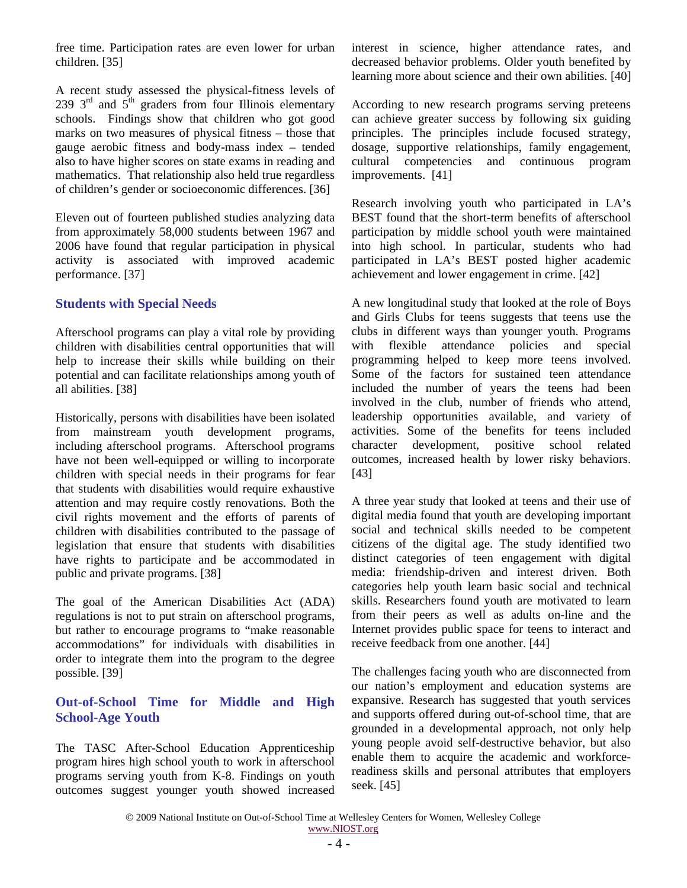free time. Participation rates are even lower for urban children. [35]

A recent study assessed the physical-fitness levels of 239 3rd and 5th graders from four Illinois elementary schools. Findings show that children who got good marks on two measures of physical fitness – those that gauge aerobic fitness and body-mass index – tended also to have higher scores on state exams in reading and mathematics. That relationship also held true regardless of children's gender or socioeconomic differences. [36]

Eleven out of fourteen published studies analyzing data from approximately 58,000 students between 1967 and 2006 have found that regular participation in physical activity is associated with improved academic performance. [37]

## Students with Special Needs

Afterschool programs can play a vital role by providing children with disabilities central opportunities that will help to increase their skills while building on their potential and can facilitate relationships among youth of all abilities. [38]

Historically, persons with disabilities have been isolated from mainstream youth development programs, including afterschool programs. Afterschool programs have not been well-equipped or willing to incorporate children with special needs in their programs for fear that students with disabilities would require exhaustive attention and may require costly renovations. Both the civil rights movement and the efforts of parents of children with disabilities contributed to the passage of legislation that ensure that students with disabilities have rights to participate and be accommodated in public and private programs. [38]

The goal of the American Disabilities Act (ADA) regulations is not to put strain on afterschool programs, but rather to encourage programs to "make reasonable accommodations" for individuals with disabilities in order to integrate them into the program to the degree possible. [39]

## Out-of-School Time for Middle and High School-Age Youth

The TASC After-School Education Apprenticeship program hires high school youth to work in afterschool programs serving youth from K-8. Findings on youth outcomes suggest younger youth showed increased interest in science, higher attendance rates, and decreased behavior problems. Older youth benefited by learning more about science and their own abilities. [40]

According to new research programs serving preteens can achieve greater success by following six guiding principles. The principles include focused strategy, dosage, supportive relationships, family engagement, cultural competencies and continuous program improvements. [41]

Research involving youth who participated in LA's BEST found that the short-term benefits of afterschool participation by middle school youth were maintained into high school. In particular, students who had participated in LA's BEST posted higher academic achievement and lower engagement in crime. [42]

A new longitudinal study that looked at the role of Boys and Girls Clubs for teens suggests that teens use the clubs in different ways than younger youth. Programs with flexible attendance policies and special programming helped to keep more teens involved. Some of the factors for sustained teen attendance included the number of years the teens had been involved in the club, number of friends who attend, leadership opportunities available, and variety of activities. Some of the benefits for teens included character development, positive school related outcomes, increased health by lower risky behaviors. [43]

A three year study that looked at teens and their use of digital media found that youth are developing important social and technical skills needed to be competent citizens of the digital age. The study identified two distinct categories of teen engagement with digital media: friendship-driven and interest driven. Both categories help youth learn basic social and technical skills. Researchers found youth are motivated to learn from their peers as well as adults on-line and the Internet provides public space for teens to interact and receive feedback from one another. [44]

The challenges facing youth who are disconnected from our nation's employment and education systems are expansive. Research has suggested that youth services and supports offered during out-of-school time, that are grounded in a developmental approach, not only help young people avoid self-destructive behavior, but also enable them to acquire the academic and workforce-readiness skills and personal attributes that employers seek. [45]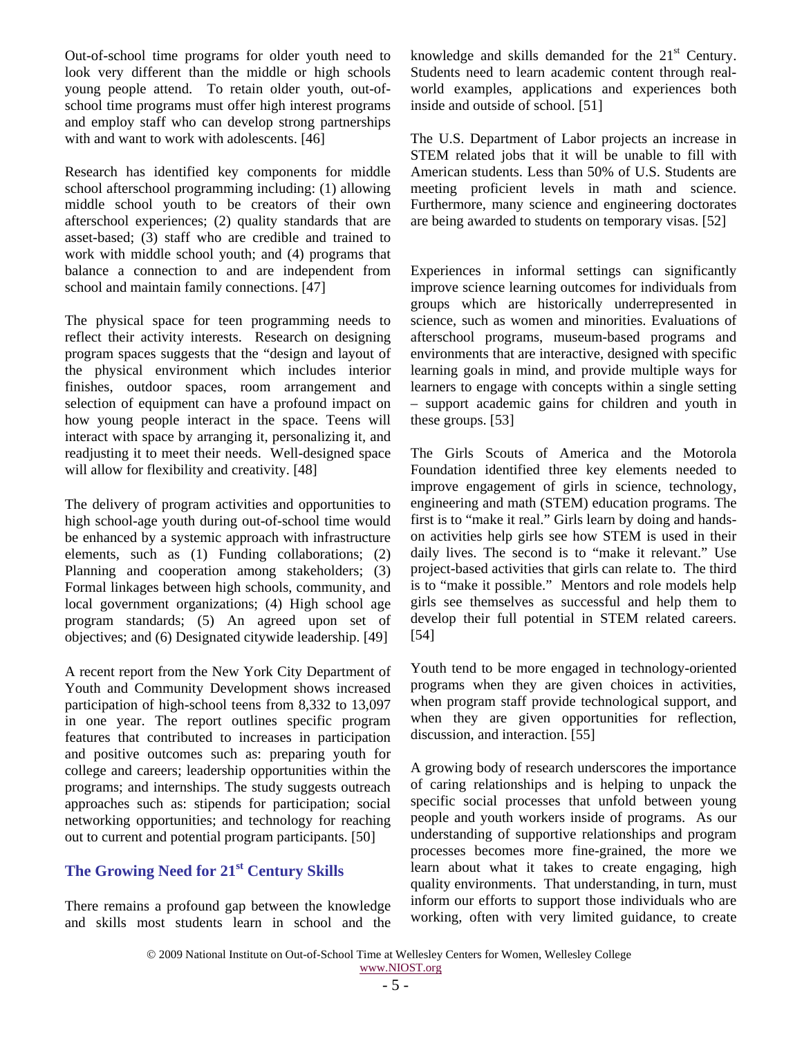Out-of-school time programs for older youth need to look very different than the middle or high schools young people attend. To retain older youth, out-of-school time programs must offer high interest programs and employ staff who can develop strong partnerships with and want to work with adolescents. [46]

Research has identified key components for middle school afterschool programming including: (1) allowing middle school youth to be creators of their own afterschool experiences; (2) quality standards that are asset-based; (3) staff who are credible and trained to work with middle school youth; and (4) programs that balance a connection to and are independent from school and maintain family connections. [47]

The physical space for teen programming needs to reflect their activity interests. Research on designing program spaces suggests that the "design and layout of the physical environment which includes interior finishes, outdoor spaces, room arrangement and selection of equipment can have a profound impact on how young people interact in the space. Teens will interact with space by arranging it, personalizing it, and readjusting it to meet their needs. Well-designed space will allow for flexibility and creativity. [48]

The delivery of program activities and opportunities to high school-age youth during out-of-school time would be enhanced by a systemic approach with infrastructure elements, such as (1) Funding collaborations; (2) Planning and cooperation among stakeholders; (3) Formal linkages between high schools, community, and local government organizations; (4) High school age program standards; (5) An agreed upon set of objectives; and (6) Designated citywide leadership. [49]

A recent report from the New York City Department of Youth and Community Development shows increased participation of high-school teens from 8,332 to 13,097 in one year. The report outlines specific program features that contributed to increases in participation and positive outcomes such as: preparing youth for college and careers; leadership opportunities within the programs; and internships. The study suggests outreach approaches such as: stipends for participation; social networking opportunities; and technology for reaching out to current and potential program participants. [50]

## The Growing Need for 21st Century Skills

There remains a profound gap between the knowledge and skills most students learn in school and the knowledge and skills demanded for the 21st Century. Students need to learn academic content through real-world examples, applications and experiences both inside and outside of school. [51]

The U.S. Department of Labor projects an increase in STEM related jobs that it will be unable to fill with American students. Less than 50% of U.S. Students are meeting proficient levels in math and science. Furthermore, many science and engineering doctorates are being awarded to students on temporary visas. [52]

Experiences in informal settings can significantly improve science learning outcomes for individuals from groups which are historically underrepresented in science, such as women and minorities. Evaluations of afterschool programs, museum-based programs and environments that are interactive, designed with specific learning goals in mind, and provide multiple ways for learners to engage with concepts within a single setting – support academic gains for children and youth in these groups. [53]

The Girls Scouts of America and the Motorola Foundation identified three key elements needed to improve engagement of girls in science, technology, engineering and math (STEM) education programs. The first is to "make it real." Girls learn by doing and hands-on activities help girls see how STEM is used in their daily lives. The second is to "make it relevant." Use project-based activities that girls can relate to. The third is to "make it possible." Mentors and role models help girls see themselves as successful and help them to develop their full potential in STEM related careers. [54]

Youth tend to be more engaged in technology-oriented programs when they are given choices in activities, when program staff provide technological support, and when they are given opportunities for reflection, discussion, and interaction. [55]

A growing body of research underscores the importance of caring relationships and is helping to unpack the specific social processes that unfold between young people and youth workers inside of programs. As our understanding of supportive relationships and program processes becomes more fine-grained, the more we learn about what it takes to create engaging, high quality environments. That understanding, in turn, must inform our efforts to support those individuals who are working, often with very limited guidance, to create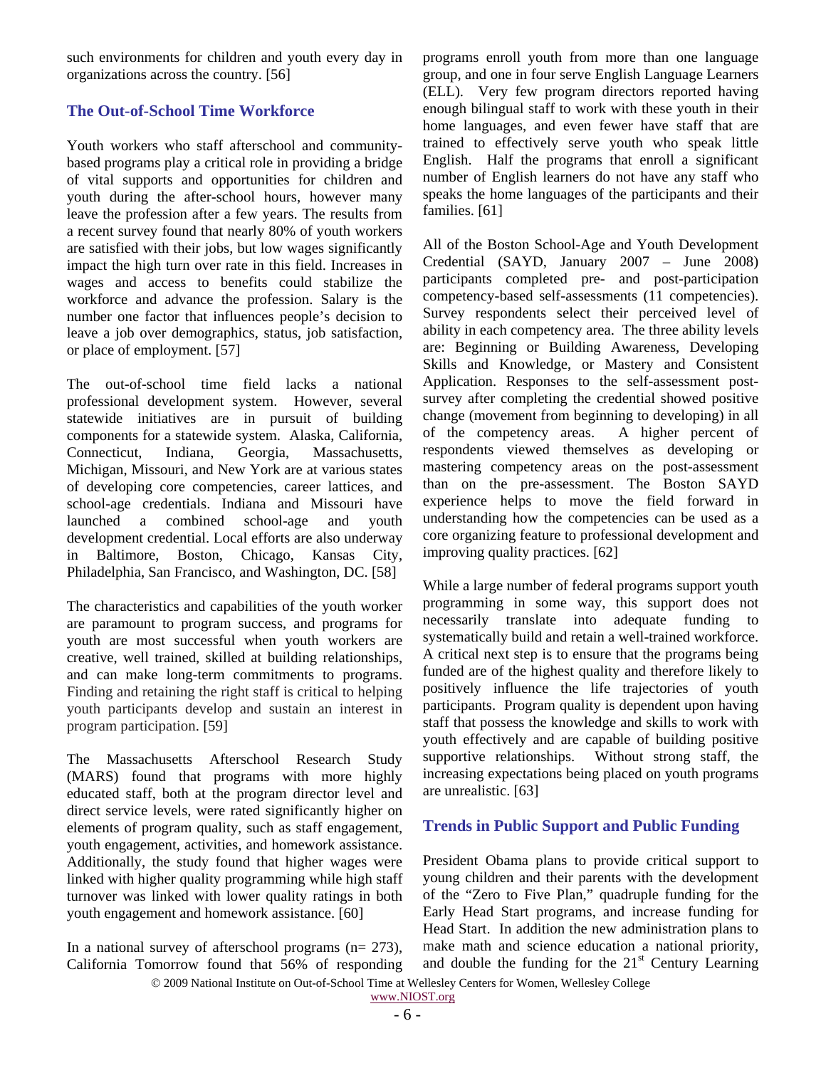such environments for children and youth every day in organizations across the country. [56]

## The Out-of-School Time Workforce

Youth workers who staff afterschool and community-based programs play a critical role in providing a bridge of vital supports and opportunities for children and youth during the after-school hours, however many leave the profession after a few years. The results from a recent survey found that nearly 80% of youth workers are satisfied with their jobs, but low wages significantly impact the high turn over rate in this field. Increases in wages and access to benefits could stabilize the workforce and advance the profession. Salary is the number one factor that influences people's decision to leave a job over demographics, status, job satisfaction, or place of employment. [57]

The out-of-school time field lacks a national professional development system. However, several statewide initiatives are in pursuit of building components for a statewide system. Alaska, California, Connecticut, Indiana, Georgia, Massachusetts, Michigan, Missouri, and New York are at various states of developing core competencies, career lattices, and school-age credentials. Indiana and Missouri have launched a combined school-age and youth development credential. Local efforts are also underway in Baltimore, Boston, Chicago, Kansas City, Philadelphia, San Francisco, and Washington, DC. [58]

The characteristics and capabilities of the youth worker are paramount to program success, and programs for youth are most successful when youth workers are creative, well trained, skilled at building relationships, and can make long-term commitments to programs. Finding and retaining the right staff is critical to helping youth participants develop and sustain an interest in program participation. [59]

The Massachusetts Afterschool Research Study (MARS) found that programs with more highly educated staff, both at the program director level and direct service levels, were rated significantly higher on elements of program quality, such as staff engagement, youth engagement, activities, and homework assistance. Additionally, the study found that higher wages were linked with higher quality programming while high staff turnover was linked with lower quality ratings in both youth engagement and homework assistance. [60]

In a national survey of afterschool programs (n= 273), California Tomorrow found that 56% of responding programs enroll youth from more than one language group, and one in four serve English Language Learners (ELL). Very few program directors reported having enough bilingual staff to work with these youth in their home languages, and even fewer have staff that are trained to effectively serve youth who speak little English. Half the programs that enroll a significant number of English learners do not have any staff who speaks the home languages of the participants and their families. [61]

All of the Boston School-Age and Youth Development Credential (SAYD, January 2007 – June 2008) participants completed pre- and post-participation competency-based self-assessments (11 competencies). Survey respondents select their perceived level of ability in each competency area. The three ability levels are: Beginning or Building Awareness, Developing Skills and Knowledge, or Mastery and Consistent Application. Responses to the self-assessment post-survey after completing the credential showed positive change (movement from beginning to developing) in all of the competency areas. A higher percent of respondents viewed themselves as developing or mastering competency areas on the post-assessment than on the pre-assessment. The Boston SAYD experience helps to move the field forward in understanding how the competencies can be used as a core organizing feature to professional development and improving quality practices. [62]

While a large number of federal programs support youth programming in some way, this support does not necessarily translate into adequate funding to systematically build and retain a well-trained workforce. A critical next step is to ensure that the programs being funded are of the highest quality and therefore likely to positively influence the life trajectories of youth participants. Program quality is dependent upon having staff that possess the knowledge and skills to work with youth effectively and are capable of building positive supportive relationships. Without strong staff, the increasing expectations being placed on youth programs are unrealistic. [63]

## Trends in Public Support and Public Funding

President Obama plans to provide critical support to young children and their parents with the development of the "Zero to Five Plan," quadruple funding for the Early Head Start programs, and increase funding for Head Start. In addition the new administration plans to make math and science education a national priority, and double the funding for the 21st Century Learning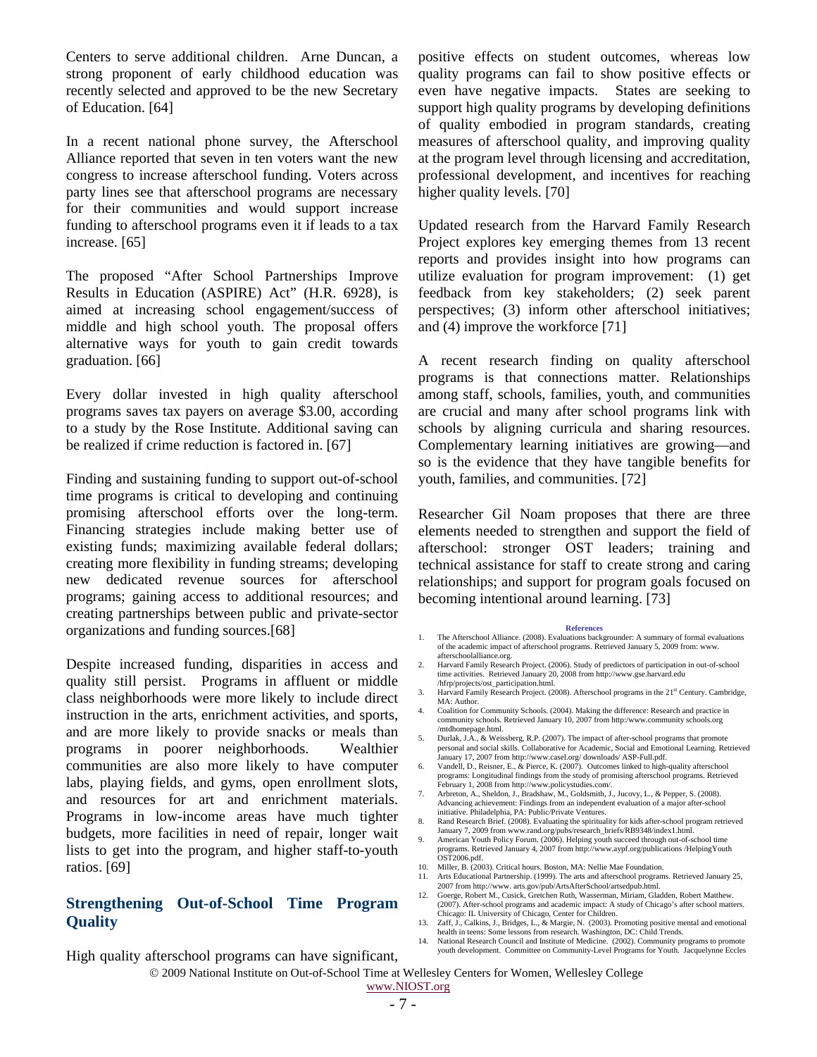Centers to serve additional children. Arne Duncan, a strong proponent of early childhood education was recently selected and approved to be the new Secretary of Education. [64]

In a recent national phone survey, the Afterschool Alliance reported that seven in ten voters want the new congress to increase afterschool funding. Voters across party lines see that afterschool programs are necessary for their communities and would support increase funding to afterschool programs even it if leads to a tax increase. [65]

The proposed "After School Partnerships Improve Results in Education (ASPIRE) Act" (H.R. 6928), is aimed at increasing school engagement/success of middle and high school youth. The proposal offers alternative ways for youth to gain credit towards graduation. [66]

Every dollar invested in high quality afterschool programs saves tax payers on average $3.00, according to a study by the Rose Institute. Additional saving can be realized if crime reduction is factored in. [67]

Finding and sustaining funding to support out-of-school time programs is critical to developing and continuing promising afterschool efforts over the long-term. Financing strategies include making better use of existing funds; maximizing available federal dollars; creating more flexibility in funding streams; developing new dedicated revenue sources for afterschool programs; gaining access to additional resources; and creating partnerships between public and private-sector organizations and funding sources.[68]

Despite increased funding, disparities in access and quality still persist. Programs in affluent or middle class neighborhoods were more likely to include direct instruction in the arts, enrichment activities, and sports, and are more likely to provide snacks or meals than programs in poorer neighborhoods. Wealthier communities are also more likely to have computer labs, playing fields, and gyms, open enrollment slots, and resources for art and enrichment materials. Programs in low-income areas have much tighter budgets, more facilities in need of repair, longer wait lists to get into the program, and higher staff-to-youth ratios. [69]

## Strengthening Out-of-School Time Program Quality

High quality afterschool programs can have significant, positive effects on student outcomes, whereas low quality programs can fail to show positive effects or even have negative impacts. States are seeking to support high quality programs by developing definitions of quality embodied in program standards, creating measures of afterschool quality, and improving quality at the program level through licensing and accreditation, professional development, and incentives for reaching higher quality levels. [70]

Updated research from the Harvard Family Research Project explores key emerging themes from 13 recent reports and provides insight into how programs can utilize evaluation for program improvement: (1) get feedback from key stakeholders; (2) seek parent perspectives; (3) inform other afterschool initiatives; and (4) improve the workforce [71]

A recent research finding on quality afterschool programs is that connections matter. Relationships among staff, schools, families, youth, and communities are crucial and many after school programs link with schools by aligning curricula and sharing resources. Complementary learning initiatives are growing—and so is the evidence that they have tangible benefits for youth, families, and communities. [72]

Researcher Gil Noam proposes that there are three elements needed to strengthen and support the field of afterschool: stronger OST leaders; training and technical assistance for staff to create strong and caring relationships; and support for program goals focused on becoming intentional around learning. [73]

### References

1. The Afterschool Alliance. (2008). Evaluations backgrounder: A summary of formal evaluations of the academic impact of afterschool programs. Retrieved January 5, 2009 from: www.afterschoolalliance.org.
2. Harvard Family Research Project. (2006). Study of predictors of participation in out-of-school time activities. Retrieved January 20, 2008 from http://www.gse.harvard.edu/hfrp/projects/ost_participation.html.
3. Harvard Family Research Project. (2008). Afterschool programs in the 21st Century. Cambridge, MA: Author.
4. Coalition for Community Schools. (2004). Making the difference: Research and practice in community schools. Retrieved January 10, 2007 from http:/www.community schools.org/mtdhomepage.html.
5. Durlak, J.A., & Weissberg, R.P. (2007). The impact of after-school programs that promote personal and social skills. Collaborative for Academic, Social and Emotional Learning. Retrieved January 17, 2007 from http://www.casel.org/ downloads/ ASP-Full.pdf.
6. Vandell, D., Reisner, E., & Pierce, K. (2007). Outcomes linked to high-quality afterschool programs: Longitudinal findings from the study of promising afterschool programs. Retrieved February 1, 2008 from http://www.policystudies.com/.
7. Arbreton, A., Sheldon, J., Bradshaw, M., Goldsmith, J., Jucovy, L., & Pepper, S. (2008). Advancing achievement: Findings from an independent evaluation of a major after-school initiative. Philadelphia, PA: Public/Private Ventures.
8. Rand Research Brief. (2008). Evaluating the spirituality for kids after-school program retrieved January 7, 2009 from www.rand.org/pubs/research_briefs/RB9348/index1.html.
9. American Youth Policy Forum. (2006). Helping youth succeed through out-of-school time programs. Retrieved January 4, 2007 from http://www.aypf.org/publications /HelpingYouth OST2006.pdf.
10. Miller, B. (2003). Critical hours. Boston, MA: Nellie Mae Foundation.
11. Arts Educational Partnership. (1999). The arts and afterschool programs. Retrieved January 25, 2007 from http://www. arts.gov/pub/ArtsAfterSchool/artsedpub.html.
12. Goerge, Robert M., Cusick, Gretchen Ruth, Wasserman, Miriam, Gladden, Robert Matthew. (2007). After-school programs and academic impact: A study of Chicago's after school matters. Chicago: IL University of Chicago, Center for Children.
13. Zaff, J., Calkins, J., Bridges, L., & Margie, N. (2003). Promoting positive mental and emotional health in teens: Some lessons from research. Washington, DC: Child Trends.
14. National Research Council and Institute of Medicine. (2002). Community programs to promote youth development. Committee on Community-Level Programs for Youth. Jacquelynne Eccles

© 2009 National Institute on Out-of-School Time at Wellesley Centers for Women, Wellesley College
www.NIOST.org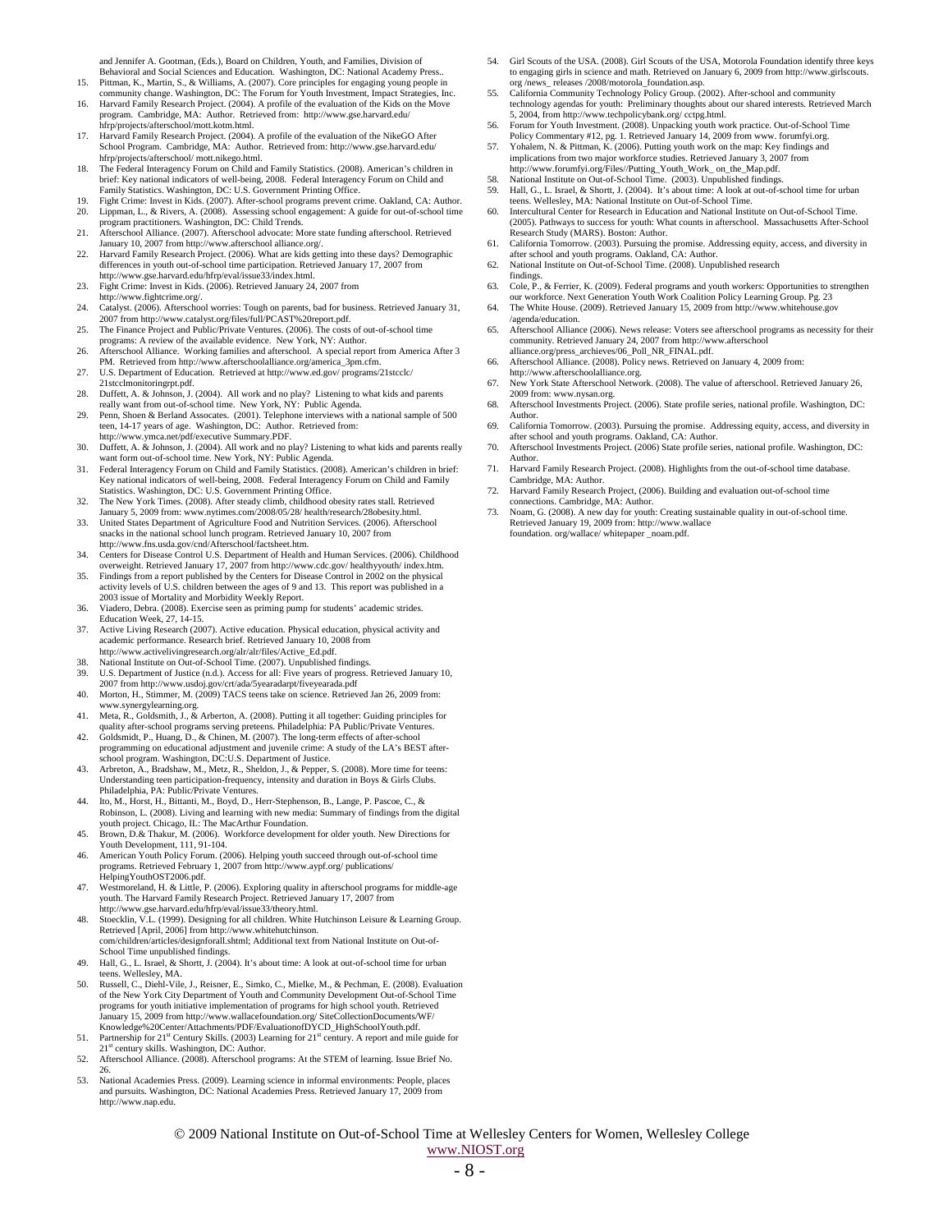and Jennifer A. Gootman, (Eds.), Board on Children, Youth, and Families, Division of Behavioral and Social Sciences and Education. Washington, DC: National Academy Press..

15. Pittman, K., Martin, S., & Williams, A. (2007). Core principles for engaging young people in community change. Washington, DC: The Forum for Youth Investment, Impact Strategies, Inc.
16. Harvard Family Research Project. (2004). A profile of the evaluation of the Kids on the Move program. Cambridge, MA: Author. Retrieved from: http://www.gse.harvard.edu/ hfrp/projects/afterschool/mott.kotm.html.
17. Harvard Family Research Project. (2004). A profile of the evaluation of the NikeGO After School Program. Cambridge, MA: Author. Retrieved from: http://www.gse.harvard.edu/ hfrp/projects/afterschool/ mott.nikego.html.
18. The Federal Interagency Forum on Child and Family Statistics. (2008). American's children in brief: Key national indicators of well-being, 2008. Federal Interagency Forum on Child and Family Statistics. Washington, DC: U.S. Government Printing Office.
19. Fight Crime: Invest in Kids. (2007). After-school programs prevent crime. Oakland, CA: Author.
20. Lippman, L., & Rivers, A. (2008). Assessing school engagement: A guide for out-of-school time program practitioners. Washington, DC: Child Trends.
21. Afterschool Alliance. (2007). Afterschool advocate: More state funding afterschool. Retrieved January 10, 2007 from http://www.afterschool alliance.org/.
22. Harvard Family Research Project. (2006). What are kids getting into these days? Demographic differences in youth out-of-school time participation. Retrieved January 17, 2007 from http://www.gse.harvard.edu/hfrp/eval/issue33/index.html.
23. Fight Crime: Invest in Kids. (2006). Retrieved January 24, 2007 from http://www.fightcrime.org/.
24. Catalyst. (2006). Afterschool worries: Tough on parents, bad for business. Retrieved January 31, 2007 from http://www.catalyst.org/files/full/PCAST%20report.pdf.
25. The Finance Project and Public/Private Ventures. (2006). The costs of out-of-school time programs: A review of the available evidence. New York, NY: Author.
26. Afterschool Alliance. Working families and afterschool. A special report from America After 3 PM. Retrieved from http://www.afterschoolalliance.org/america_3pm.cfm.
27. U.S. Department of Education. Retrieved at http://www.ed.gov/ programs/21stcclc/ 21stcclmonitoringrpt.pdf.
28. Duffett, A. & Johnson, J. (2004). All work and no play? Listening to what kids and parents really want from out-of-school time. New York, NY: Public Agenda.
29. Penn, Shoen & Berland Assocates. (2001). Telephone interviews with a national sample of 500 teen, 14-17 years of age. Washington, DC: Author. Retrieved from: http://www.ymca.net/pdf/executive Summary.PDF.
30. Duffett, A. & Johnson, J. (2004). All work and no play? Listening to what kids and parents really want form out-of-school time. New York, NY: Public Agenda.
31. Federal Interagency Forum on Child and Family Statistics. (2008). American's children in brief: Key national indicators of well-being, 2008. Federal Interagency Forum on Child and Family Statistics. Washington, DC: U.S. Government Printing Office.
32. The New York Times. (2008). After steady climb, childhood obesity rates stall. Retrieved January 5, 2009 from: www.nytimes.com/2008/05/28/ health/research/28obesity.html.
33. United States Department of Agriculture Food and Nutrition Services. (2006). Afterschool snacks in the national school lunch program. Retrieved January 10, 2007 from http://www.fns.usda.gov/cnd/Afterschool/factsheet.htm.
34. Centers for Disease Control U.S. Department of Health and Human Services. (2006). Childhood overweight. Retrieved January 17, 2007 from http://www.cdc.gov/ healthyyouth/ index.htm.
35. Findings from a report published by the Centers for Disease Control in 2002 on the physical activity levels of U.S. children between the ages of 9 and 13. This report was published in a 2003 issue of Mortality and Morbidity Weekly Report.
36. Viadero, Debra. (2008). Exercise seen as priming pump for students' academic strides. Education Week, 27, 14-15.
37. Active Living Research (2007). Active education. Physical education, physical activity and academic performance. Research brief. Retrieved January 10, 2008 from http://www.activelivingresearch.org/alr/alr/files/Active_Ed.pdf.
38. National Institute on Out-of-School Time. (2007). Unpublished findings.
39. U.S. Department of Justice (n.d.). Access for all: Five years of progress. Retrieved January 10, 2007 from http://www.usdoj.gov/crt/ada/5yearadarpt/fiveyearada.pdf
40. Morton, H., Stimmer, M. (2009) TACS teens take on science. Retrieved Jan 26, 2009 from: www.synergylearning.org.
41. Meta, R., Goldsmith, J., & Arberton, A. (2008). Putting it all together: Guiding principles for quality after-school programs serving preteens. Philadelphia: PA Public/Private Ventures.
42. Goldsmidt, P., Huang, D., & Chinen, M. (2007). The long-term effects of after-school programming on educational adjustment and juvenile crime: A study of the LA's BEST after-school program. Washington, DC:U.S. Department of Justice.
43. Arbreton, A., Bradshaw, M., Metz, R., Sheldon, J., & Pepper, S. (2008). More time for teens: Understanding teen participation-frequency, intensity and duration in Boys & Girls Clubs. Philadelphia, PA: Public/Private Ventures.
44. Ito, M., Horst, H., Bittanti, M., Boyd, D., Herr-Stephenson, B., Lange, P. Pascoe, C., & Robinson, L. (2008). Living and learning with new media: Summary of findings from the digital youth project. Chicago, IL: The MacArthur Foundation.
45. Brown, D.& Thakur, M. (2006). Workforce development for older youth. New Directions for Youth Development, 111, 91-104.
46. American Youth Policy Forum. (2006). Helping youth succeed through out-of-school time programs. Retrieved February 1, 2007 from http://www.aypf.org/ publications/ HelpingYouthOST2006.pdf.
47. Westmoreland, H. & Little, P. (2006). Exploring quality in afterschool programs for middle-age youth. The Harvard Family Research Project. Retrieved January 17, 2007 from http://www.gse.harvard.edu/hfrp/eval/issue33/theory.html.
48. Stoecklin, V.L. (1999). Designing for all children. White Hutchinson Leisure & Learning Group. Retrieved [April, 2006] from http://www.whitehutchinson. com/children/articles/designforall.shtml; Additional text from National Institute on Out-of-School Time unpublished findings.
49. Hall, G., L. Israel, & Shortt, J. (2004). It's about time: A look at out-of-school time for urban teens. Wellesley, MA.
50. Russell, C., Diehl-Vile, J., Reisner, E., Simko, C., Mielke, M., & Pechman, E. (2008). Evaluation of the New York City Department of Youth and Community Development Out-of-School Time programs for youth initiative implementation of programs for high school youth. Retrieved January 15, 2009 from http://www.wallacefoundation.org/ SiteCollectionDocuments/WF/ Knowledge%20Center/Attachments/PDF/EvaluationofDYCD_HighSchoolYouth.pdf.
51. Partnership for 21st Century Skills. (2003) Learning for 21st century. A report and mile guide for 21st century skills. Washington, DC: Author.
52. Afterschool Alliance. (2008). Afterschool programs: At the STEM of learning. Issue Brief No. 26.
53. National Academies Press. (2009). Learning science in informal environments: People, places and pursuits. Washington, DC: National Academies Press. Retrieved January 17, 2009 from http://www.nap.edu.
54. Girl Scouts of the USA. (2008). Girl Scouts of the USA, Motorola Foundation identify three keys to engaging girls in science and math. Retrieved on January 6, 2009 from http://www.girlscouts. org /news_ releases /2008/motorola_foundation.asp.
55. California Community Technology Policy Group. (2002). After-school and community technology agendas for youth: Preliminary thoughts about our shared interests. Retrieved March 5, 2004, from http://www.techpolicybank.org/ cctpg.html.
56. Forum for Youth Investment. (2008). Unpacking youth work practice. Out-of-School Time Policy Commentary #12, pg. 1. Retrieved January 14, 2009 from www. forumfyi.org.
57. Yohalem, N. & Pittman, K. (2006). Putting youth work on the map: Key findings and implications from two major workforce studies. Retrieved January 3, 2007 from http://www.forumfyi.org/Files//Putting_Youth_Work_ on_the_Map.pdf.
58. National Institute on Out-of-School Time. (2003). Unpublished findings.
59. Hall, G., L. Israel, & Shortt, J. (2004). It's about time: A look at out-of-school time for urban teens. Wellesley, MA: National Institute on Out-of-School Time.
60. Intercultural Center for Research in Education and National Institute on Out-of-School Time. (2005). Pathways to success for youth: What counts in afterschool. Massachusetts After-School Research Study (MARS). Boston: Author.
61. California Tomorrow. (2003). Pursuing the promise. Addressing equity, access, and diversity in after school and youth programs. Oakland, CA: Author.
62. National Institute on Out-of-School Time. (2008). Unpublished research findings.
63. Cole, P., & Ferrier, K. (2009). Federal programs and youth workers: Opportunities to strengthen our workforce. Next Generation Youth Work Coalition Policy Learning Group. Pg. 23
64. The White House. (2009). Retrieved January 15, 2009 from http://www.whitehouse.gov /agenda/education.
65. Afterschool Alliance (2006). News release: Voters see afterschool programs as necessity for their community. Retrieved January 24, 2007 from http://www.afterschool alliance.org/press_archieves/06_Poll_NR_FINAL.pdf.
66. Afterschool Alliance. (2008). Policy news. Retrieved on January 4, 2009 from: http://www.afterschoolalliance.org.
67. New York State Afterschool Network. (2008). The value of afterschool. Retrieved January 26, 2009 from: www.nysan.org.
68. Afterschool Investments Project. (2006). State profile series, national profile. Washington, DC: Author.
69. California Tomorrow. (2003). Pursuing the promise. Addressing equity, access, and diversity in after school and youth programs. Oakland, CA: Author.
70. Afterschool Investments Project. (2006) State profile series, national profile. Washington, DC: Author.
71. Harvard Family Research Project. (2008). Highlights from the out-of-school time database. Cambridge, MA: Author.
72. Harvard Family Research Project, (2006). Building and evaluation out-of-school time connections. Cambridge, MA: Author.
73. Noam, G. (2008). A new day for youth: Creating sustainable quality in out-of-school time. Retrieved January 19, 2009 from: http://www.wallace foundation. org/wallace/ whitepaper _noam.pdf.

© 2009 National Institute on Out-of-School Time at Wellesley Centers for Women, Wellesley College
www.NIOST.org